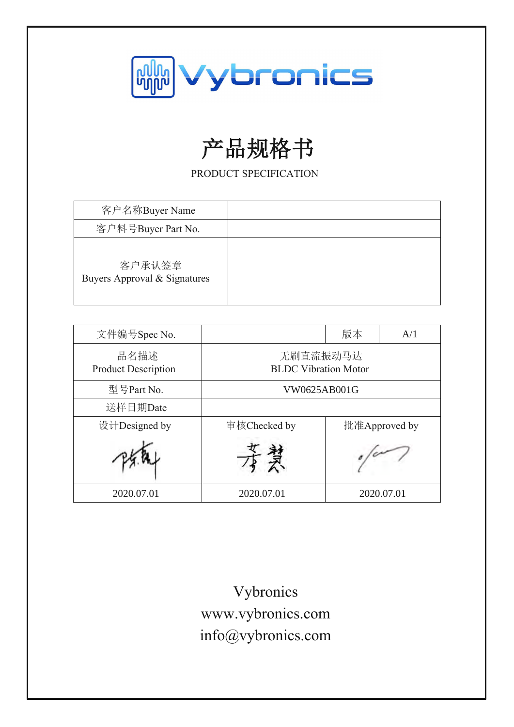Vybronics

# 产品规格书

PRODUCT SPECIFICATION

| | |
|---|---|
| 客户名称Buyer Name | |
| 客户料号Buyer Part No. | |
| 客户承认签章<br>Buyers Approval & Signatures | |

| | | | |
|---|---|---|---|
| 文件编号Spec No. | | 版本 | A/1 |
| 品名描述<br>Product Description | 无刷直流振动马达<br>BLDC Vibration Motor | | |
| 型号Part No. | VW0625AB001G | | |
| 送样日期Date | | | |
| 设计Designed by | 审核Checked by | 批准Approved by | |
| | | | |
| 2020.07.01 | 2020.07.01 | 2020.07.01 | |

Vybronics
www.vybronics.com
info@vybronics.com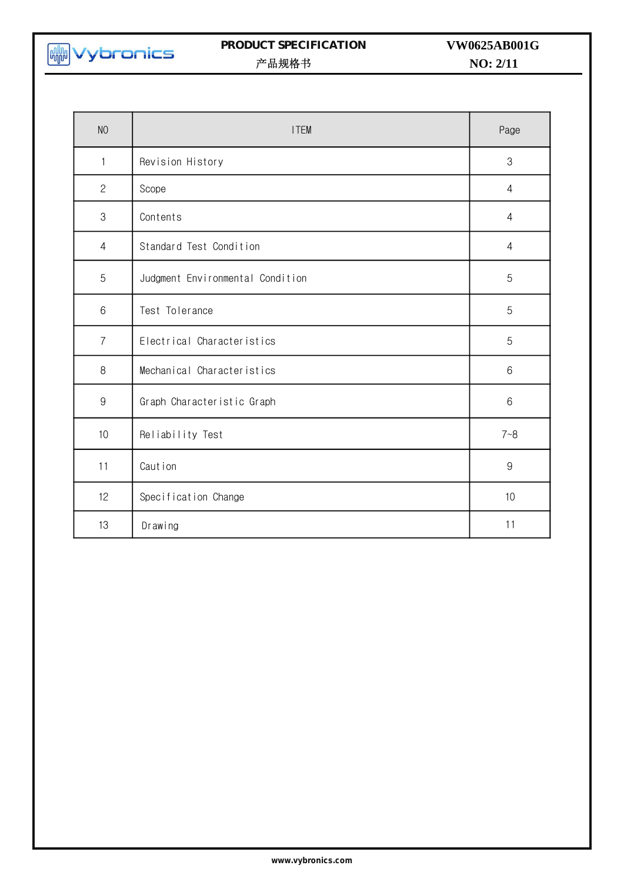| NO | ITEM | Page |
|---|---|---|
| 1 | Revision History | 3 |
| 2 | Scope | 4 |
| 3 | Contents | 4 |
| 4 | Standard Test Condition | 4 |
| 5 | Judgment Environmental Condition | 5 |
| 6 | Test Tolerance | 5 |
| 7 | Electrical Characteristics | 5 |
| 8 | Mechanical Characteristics | 6 |
| 9 | Graph Characteristic Graph | 6 |
| 10 | Reliability Test | 7~8 |
| 11 | Caution | 9 |
| 12 | Specification Change | 10 |
| 13 | Drawing | 11 |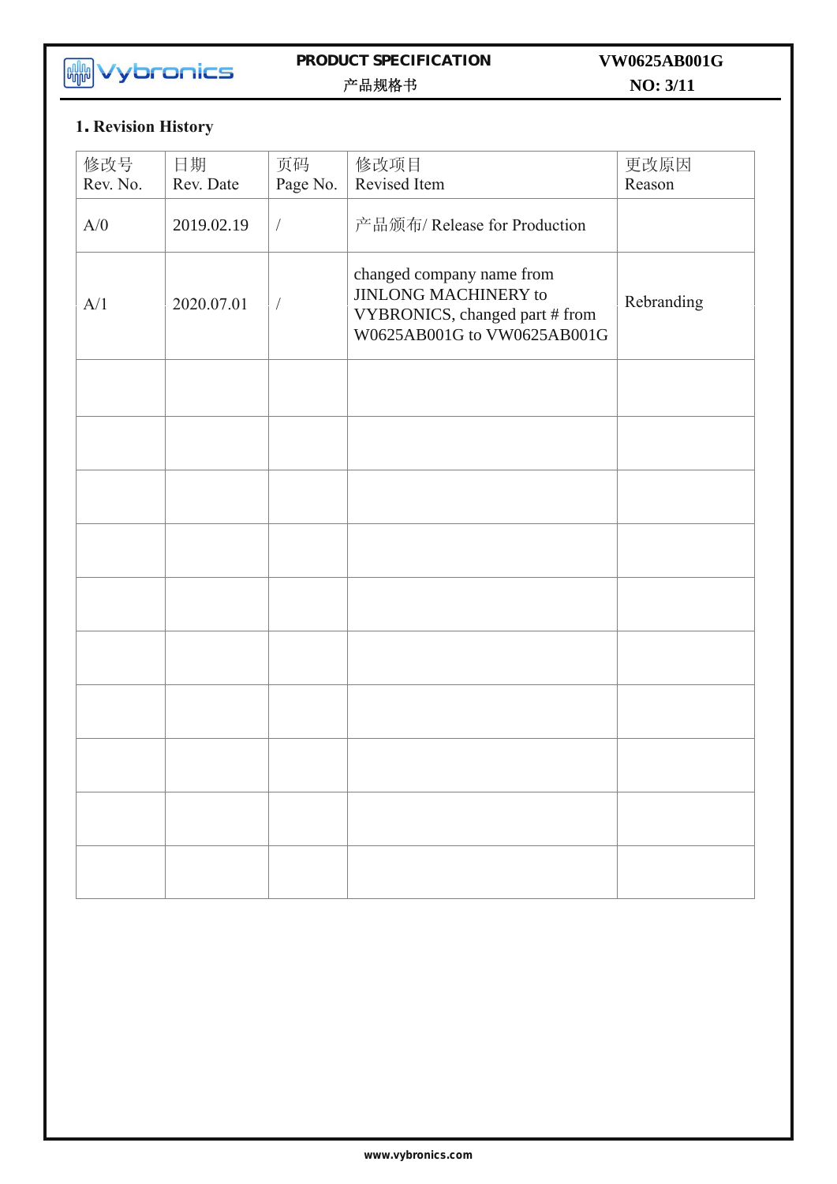## 1. Revision History

| 修改号<br>Rev. No. | 日期<br>Rev. Date | 页码<br>Page No. | 修改项目<br>Revised Item | 更改原因<br>Reason |
|---|---|---|---|---|
| A/0 | 2019.02.19 | / | 产品颁布/ Release for Production | |
| A/1 | 2020.07.01 | / | changed company name from JINLONG MACHINERY to VYBRONICS, changed part # from W0625AB001G to VW0625AB001G | Rebranding |
| | | | | |
| | | | | |
| | | | | |
| | | | | |
| | | | | |
| | | | | |
| | | | | |
| | | | | |
| | | | | |
| | | | | |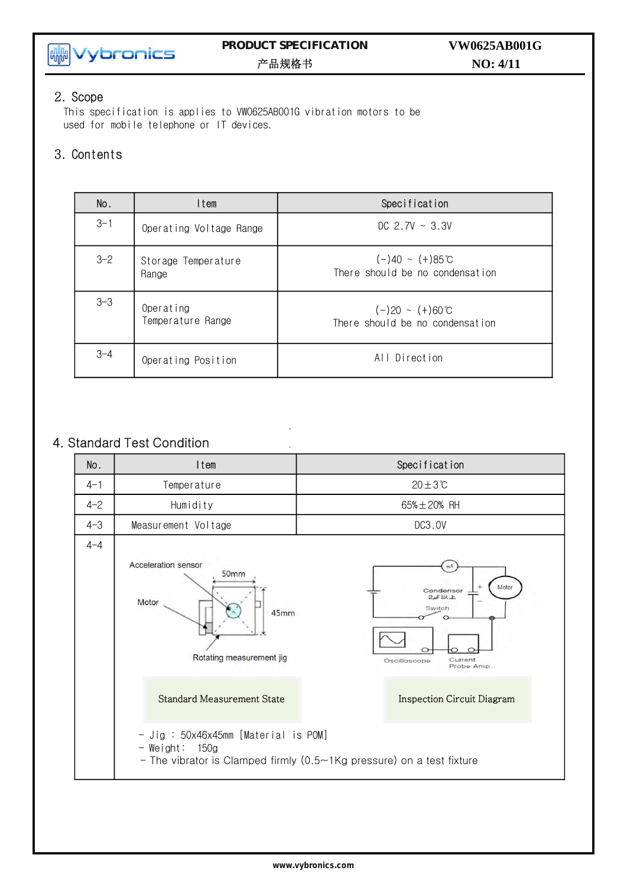## 2. Scope

This specification is applies to VW0625AB001G vibration motors to be used for mobile telephone or IT devices.

## 3. Contents

| No. | Item | Specification |
|---|---|---|
| 3-1 | Operating Voltage Range | DC 2.7V ~ 3.3V |
| 3-2 | Storage Temperature Range | (-)40 ~ (+)85℃<br>There should be no condensation |
| 3-3 | Operating Temperature Range | (-)20 ~ (+)60℃<br>There should be no condensation |
| 3-4 | Operating Position | All Direction |

## 4. Standard Test Condition

| No. | Item | Specification |
|---|---|---|
| 4-1 | Temperature | 20±3℃ |
| 4-2 | Humidity | 65%±20% RH |
| 4-3 | Measurement Voltage | DC3.0V |
| 4-4 | | |

Acceleration sensor
50mm
Motor
45mm
Rotating measurement jig

Standard Measurement State

mA
Condensor
2μF以上
Switch
Motor
Oscilloscope
Current Probe Amp.

Inspection Circuit Diagram

- Jig : 50x46x45mm [Material is POM]
- Weight: 150g
- The vibrator is Clamped firmly (0.5~1Kg pressure) on a test fixture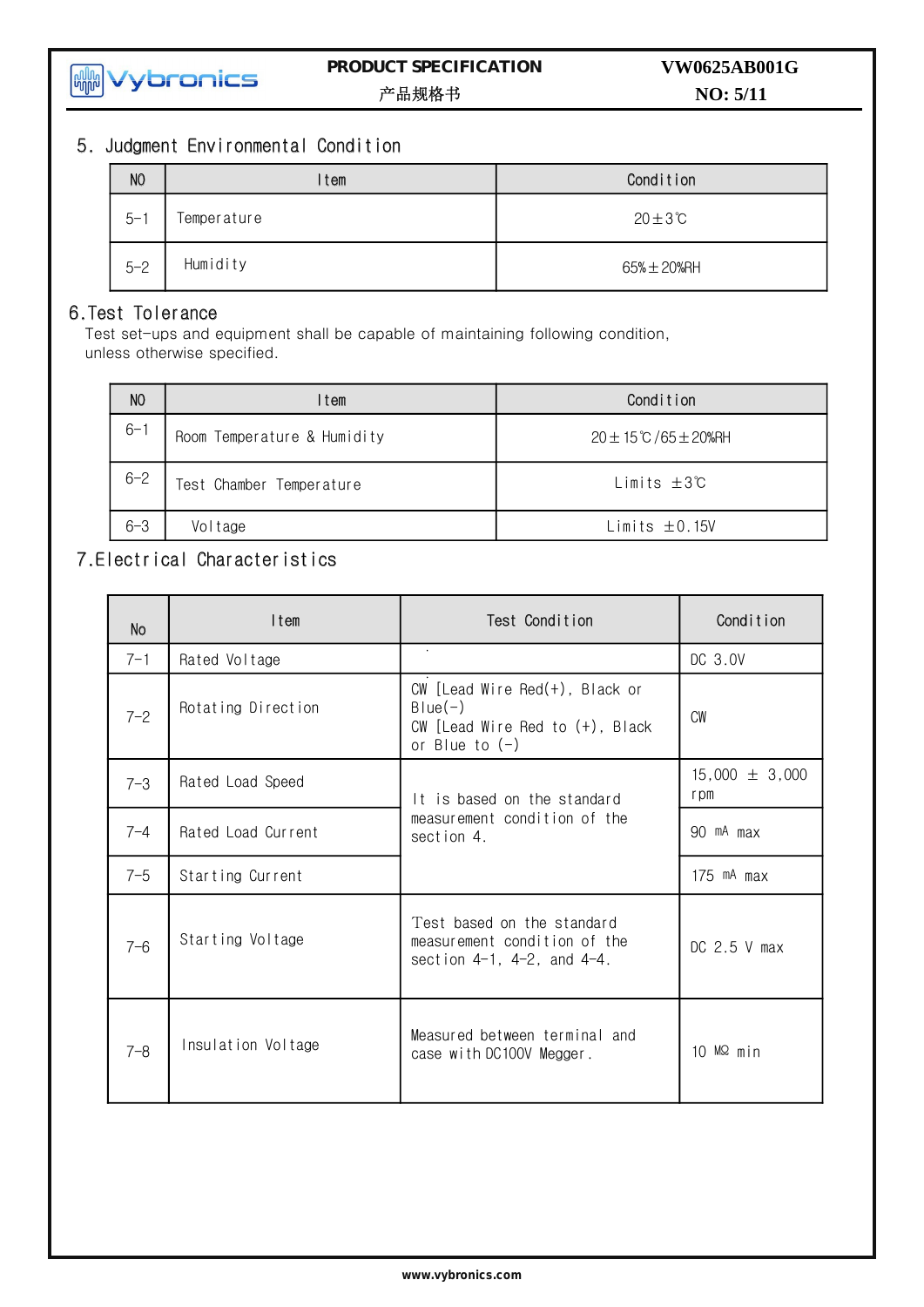## 5. Judgment Environmental Condition

| NO | Item | Condition |
|---|---|---|
| 5-1 | Temperature | 20±3℃ |
| 5-2 | Humidity | 65%±20%RH |

## 6.Test Tolerance

Test set-ups and equipment shall be capable of maintaining following condition, unless otherwise specified.

| NO | Item | Condition |
|---|---|---|
| 6-1 | Room Temperature & Humidity | 20±15℃/65±20%RH |
| 6-2 | Test Chamber Temperature | Limits ±3℃ |
| 6-3 | Voltage | Limits ±0.15V |

## 7.Electrical Characteristics

| No | Item | Test Condition | Condition |
|---|---|---|---|
| 7-1 | Rated Voltage | | DC 3.0V |
| 7-2 | Rotating Direction | CW [Lead Wire Red(+), Black or Blue(-)<br>CW [Lead Wire Red to (+), Black or Blue to (-) | CW |
| 7-3 | Rated Load Speed | It is based on the standard measurement condition of the section 4. | 15,000 ± 3,000 rpm |
| 7-4 | Rated Load Current | | 90 mA max |
| 7-5 | Starting Current | | 175 mA max |
| 7-6 | Starting Voltage | Test based on the standard measurement condition of the section 4-1, 4-2, and 4-4. | DC 2.5 V max |
| 7-8 | Insulation Voltage | Measured between terminal and case with DC100V Megger. | 10 MΩ min |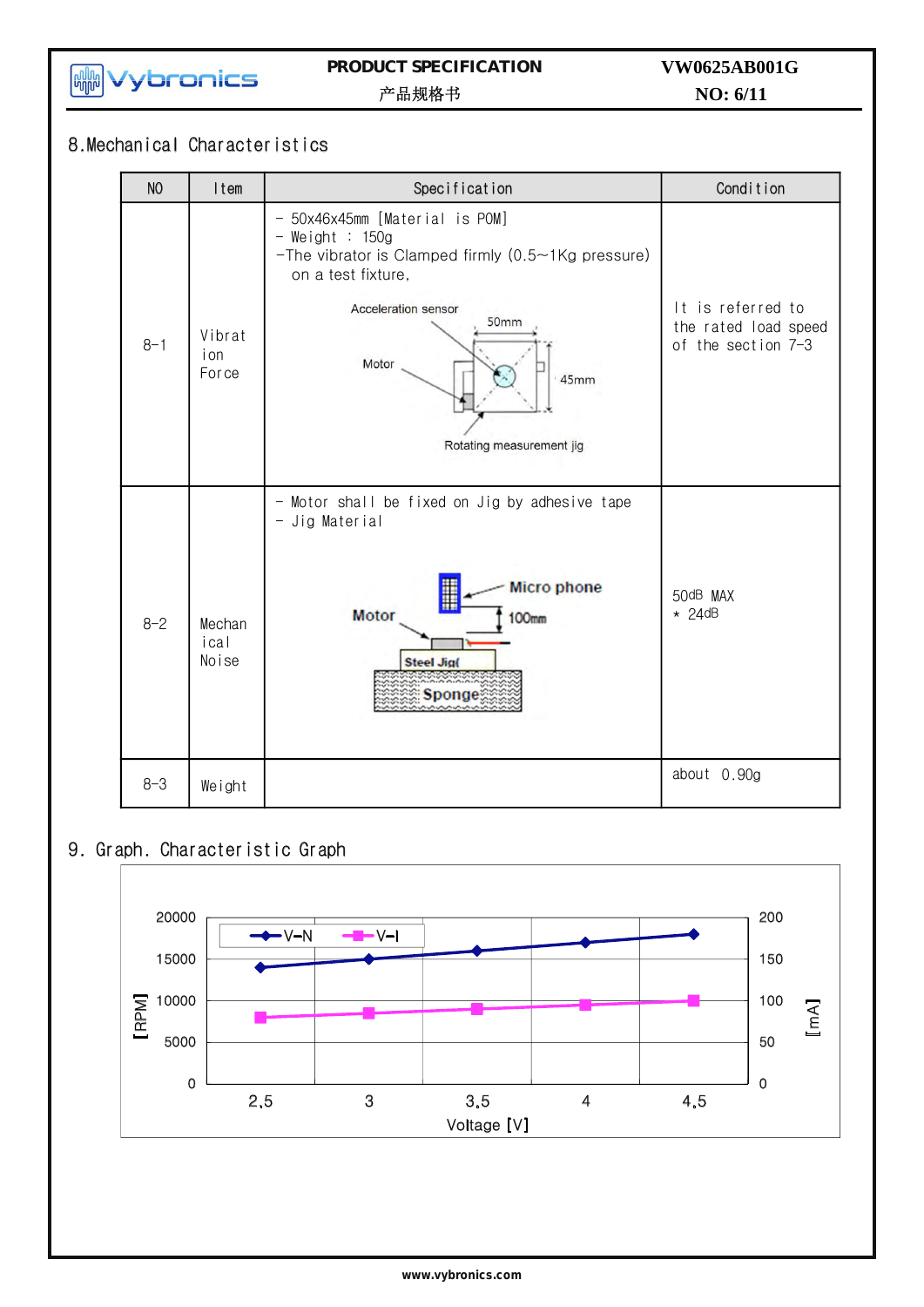## 8.Mechanical Characteristics

| NO | Item | Specification | Condition |
|---|---|---|---|
| 8-1 | Vibration Force | - 50x46x45mm [Material is POM]<br>- Weight : 150g<br>-The vibrator is Clamped firmly (0.5~1Kg pressure) on a test fixture.<br>Acceleration sensor<br>50mm<br>Motor<br>45mm<br>Rotating measurement jig | It is referred to the rated load speed of the section 7-3 |
| 8-2 | Mechanical Noise | - Motor shall be fixed on Jig by adhesive tape<br>- Jig Material<br>Micro phone<br>Motor<br>100mm<br>Steel Jig(<br>Sponge | 50dB MAX<br>* 24dB |
| 8-3 | Weight | | about 0.90g |

## 9. Graph. Characteristic Graph

V-N V-I

[RPM]: 20000, 15000, 10000, 5000, 0

[mA]: 200, 150, 100, 50, 0

2.5 3 3.5 4 4.5

Voltage [V]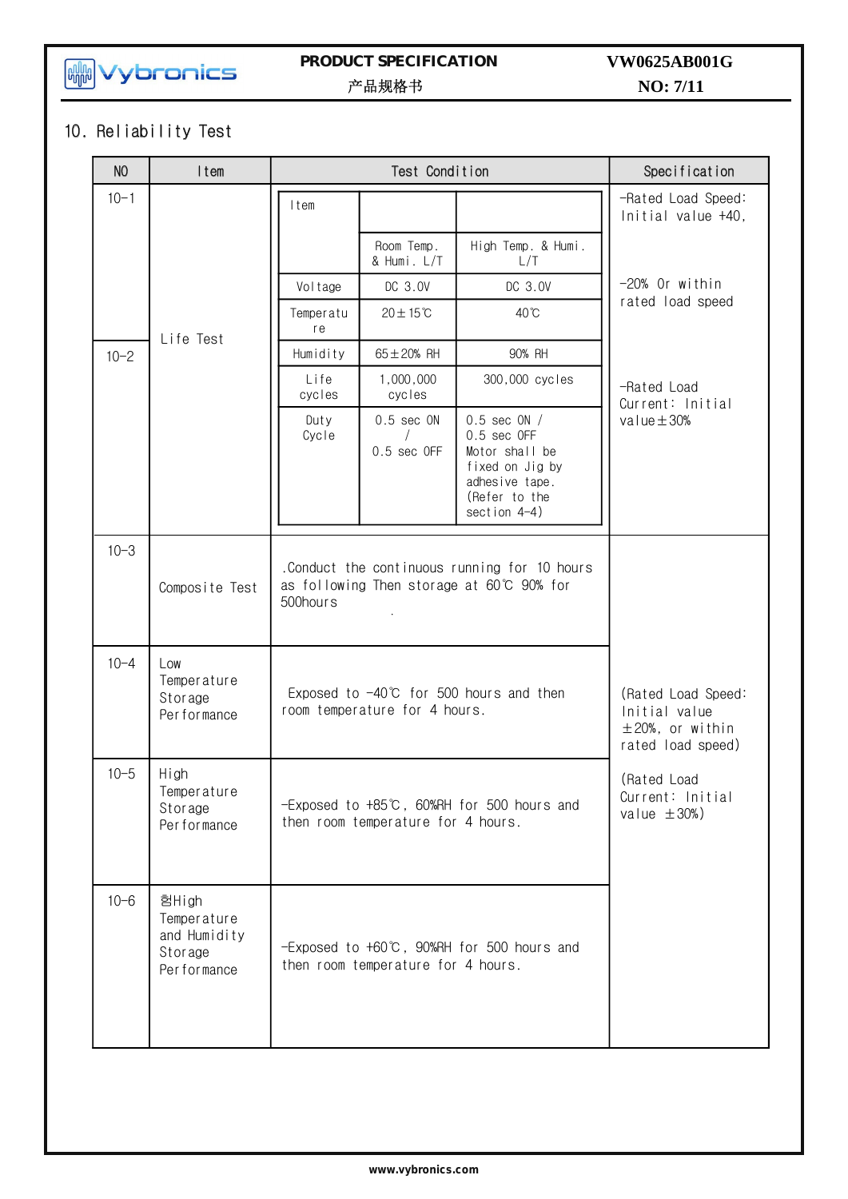## 10. Reliability Test

| NO | Item | Test Condition | Specification |
|---|---|---|---|
| 10-1<br>10-2 | Life Test | **Item** / Room Temp. & Humi. L/T / High Temp. & Humi. L/T<br>**Voltage**: DC 3.0V / DC 3.0V<br>**Temperature**: 20±15℃ / 40℃<br>**Humidity**: 65±20% RH / 90% RH<br>**Life cycles**: 1,000,000 cycles / 300,000 cycles<br>**Duty Cycle**: 0.5 sec ON / 0.5 sec OFF / 0.5 sec ON / 0.5 sec OFF Motor shall be fixed on Jig by adhesive tape. (Refer to the section 4-4) | -Rated Load Speed: Initial value +40, -20% Or within rated load speed<br>-Rated Load Current: Initial value±30% |
| 10-3 | Composite Test | .Conduct the continuous running for 10 hours as following Then storage at 60℃ 90% for 500hours | (Rated Load Speed: Initial value ±20%, or within rated load speed)<br>(Rated Load Current: Initial value ±30%) |
| 10-4 | Low Temperature Storage Performance | Exposed to -40℃ for 500 hours and then room temperature for 4 hours. | |
| 10-5 | High Temperature Storage Performance | -Exposed to +85℃, 60%RH for 500 hours and then room temperature for 4 hours. | |
| 10-6 | 혐High Temperature and Humidity Storage Performance | -Exposed to +60℃, 90%RH for 500 hours and then room temperature for 4 hours. | |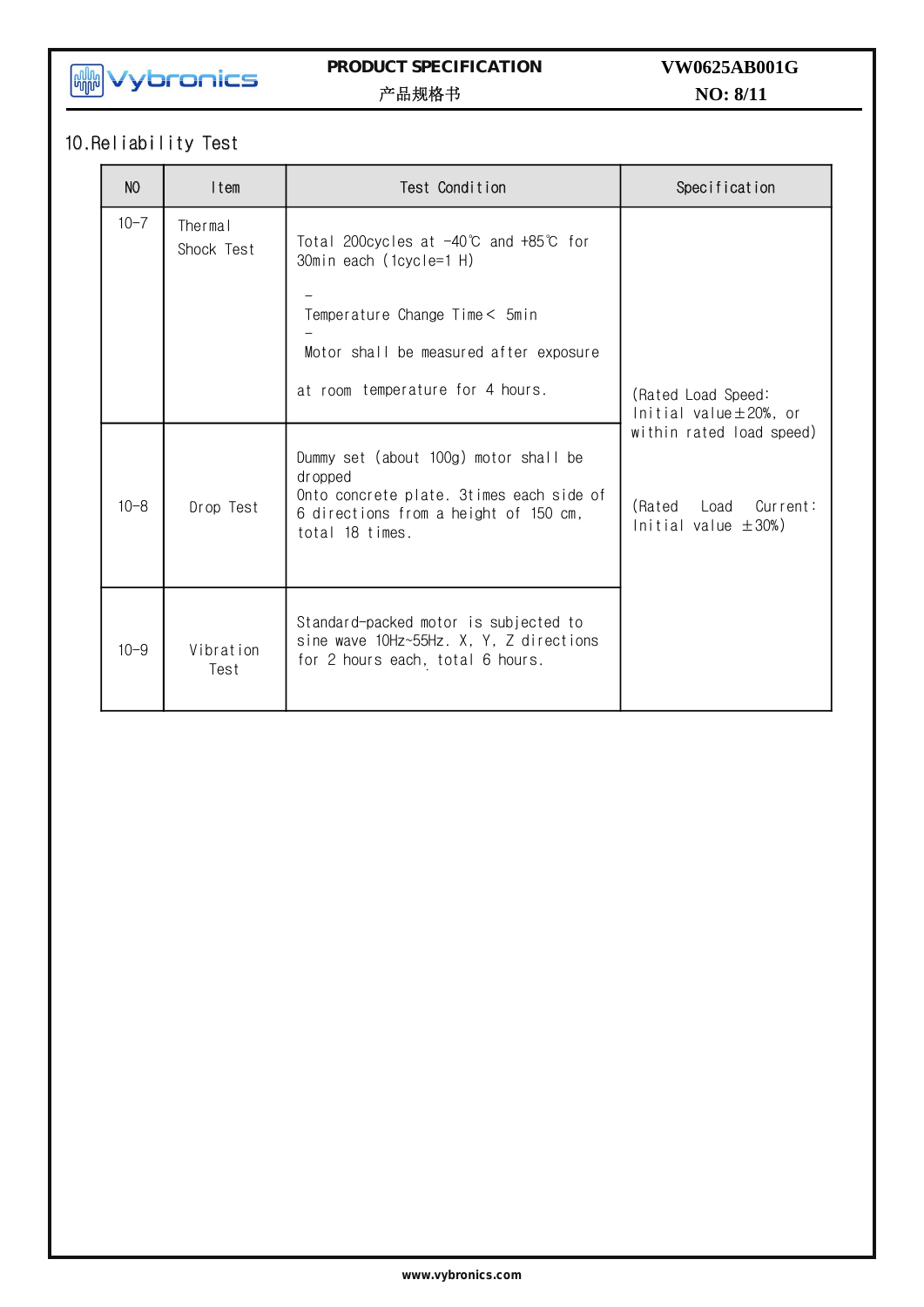## 10.Reliability Test

| NO | Item | Test Condition | Specification |
|---|---|---|---|
| 10-7 | Thermal Shock Test | Total 200cycles at -40℃ and +85℃ for 30min each (1cycle=1 H)<br>- Temperature Change Time< 5min<br>- Motor shall be measured after exposure at room temperature for 4 hours. | (Rated Load Speed: Initial value±20%, or within rated load speed)<br><br>(Rated Load Current: Initial value ±30%) |
| 10-8 | Drop Test | Dummy set (about 100g) motor shall be dropped<br>Onto concrete plate. 3times each side of 6 directions from a height of 150 cm, total 18 times. | |
| 10-9 | Vibration Test | Standard-packed motor is subjected to sine wave 10Hz~55Hz. X, Y, Z directions for 2 hours each, total 6 hours. | |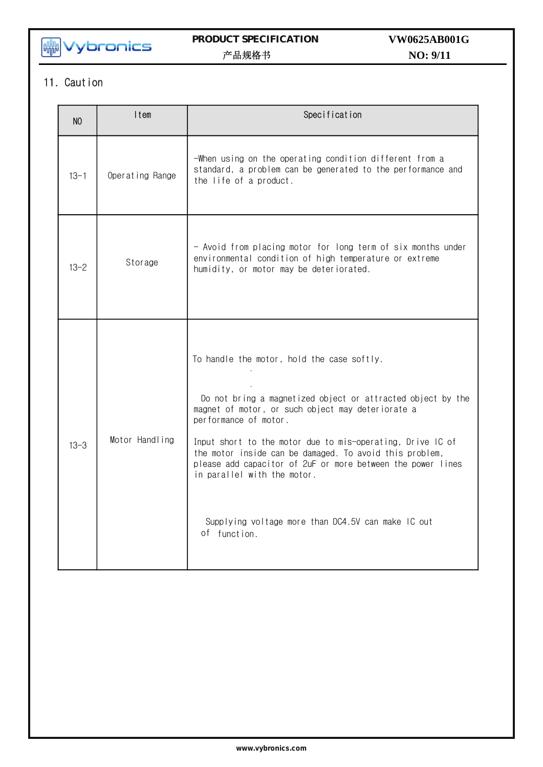## 11. Caution

| NO | Item | Specification |
|---|---|---|
| 13-1 | Operating Range | -When using on the operating condition different from a standard, a problem can be generated to the performance and the life of a product. |
| 13-2 | Storage | - Avoid from placing motor for long term of six months under environmental condition of high temperature or extreme humidity, or motor may be deteriorated. |
| 13-3 | Motor Handling | To handle the motor, hold the case softly.<br>.<br>.<br>Do not bring a magnetized object or attracted object by the magnet of motor, or such object may deteriorate a performance of motor.<br><br>Input short to the motor due to mis-operating, Drive IC of the motor inside can be damaged. To avoid this problem, please add capacitor of 2uF or more between the power lines in parallel with the motor.<br><br>Supplying voltage more than DC4.5V can make IC out of function. |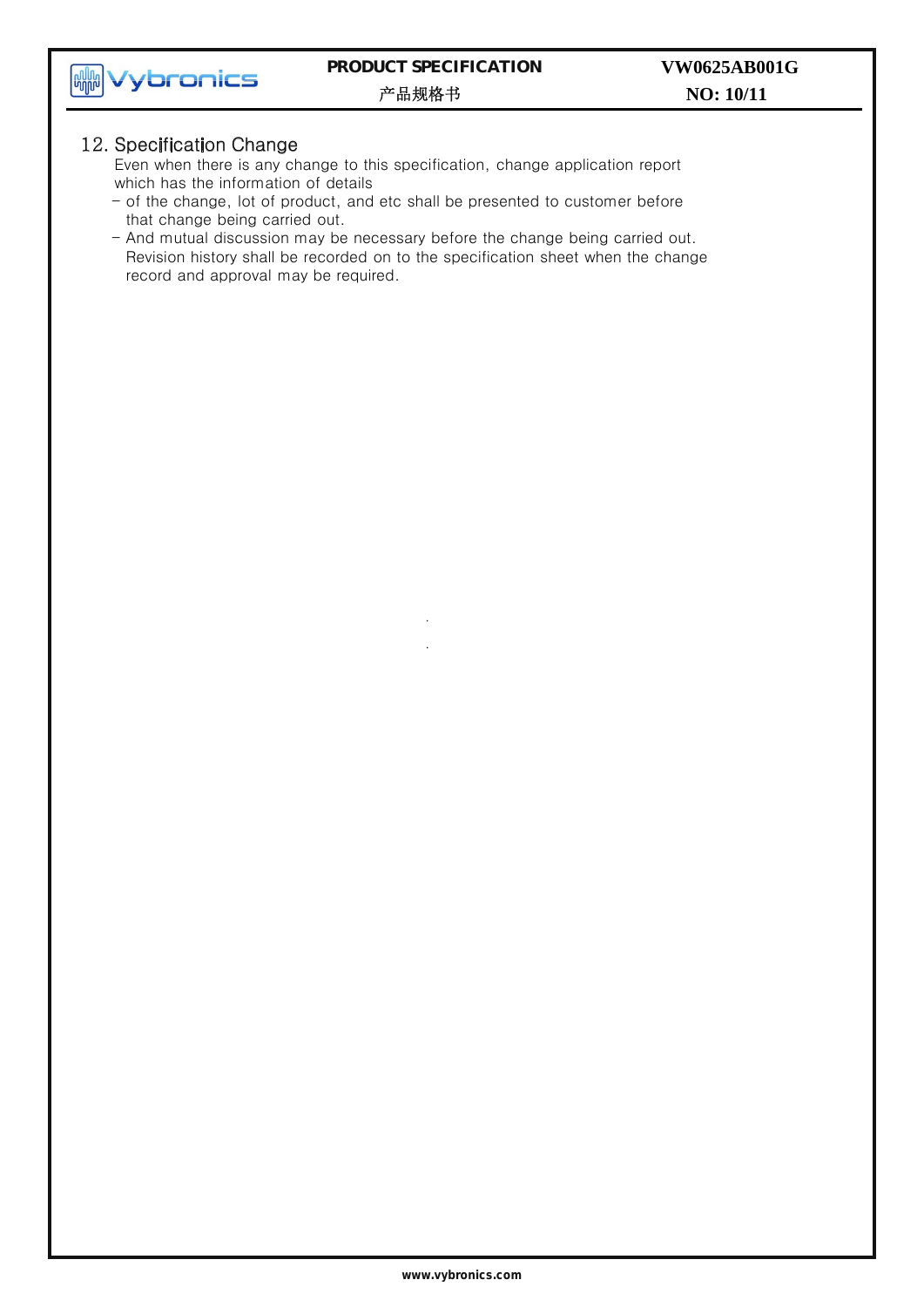## 12. Specification Change

Even when there is any change to this specification, change application report which has the information of details

- of the change, lot of product, and etc shall be presented to customer before that change being carried out.
- And mutual discussion may be necessary before the change being carried out. Revision history shall be recorded on to the specification sheet when the change record and approval may be required.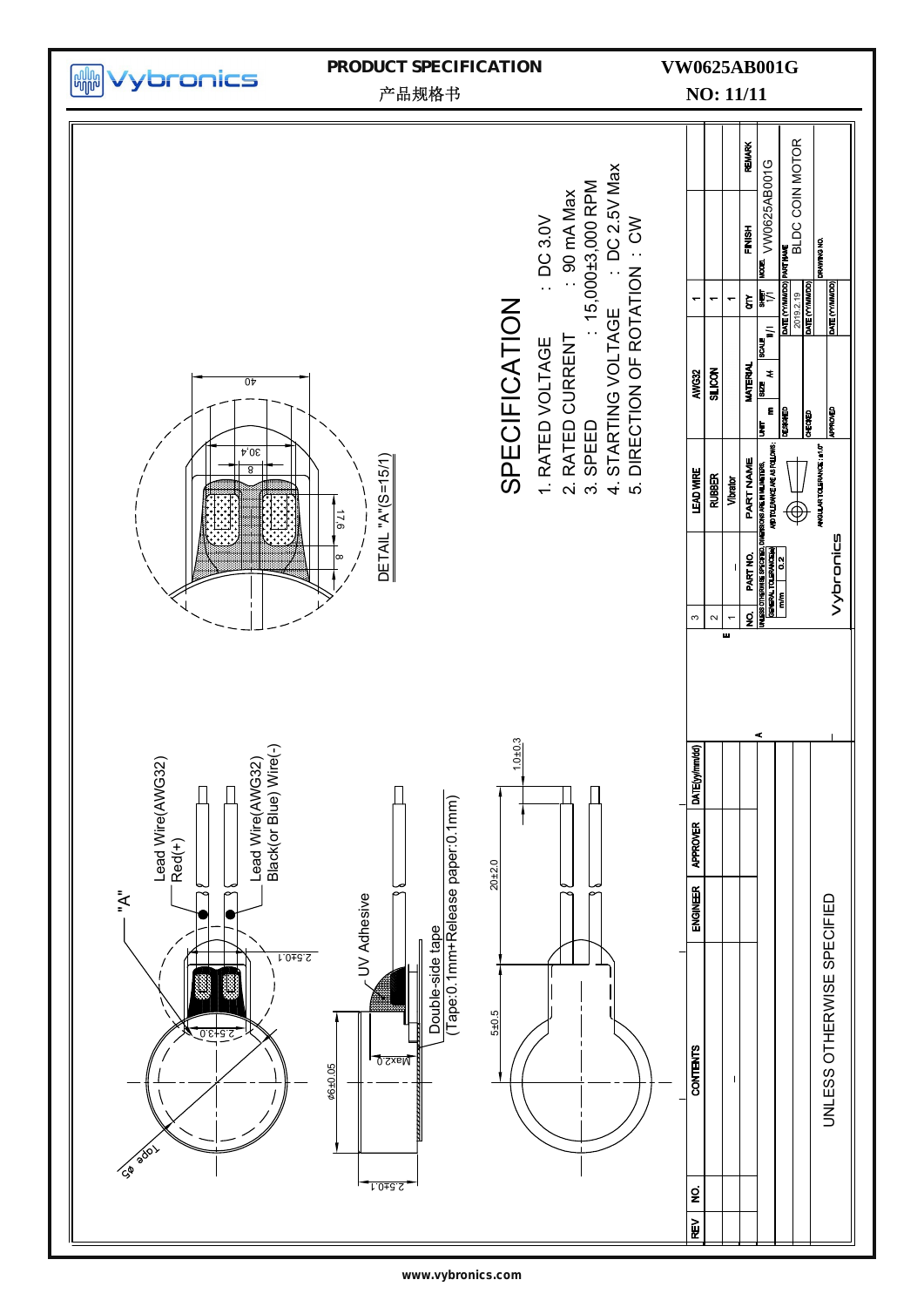# PRODUCT SPECIFICATION

产品规格书

VW0625AB001G

NO: 11/11

## SPECIFICATION

1. RATED VOLTAGE : DC 3.0V
2. RATED CURRENT : 90 mA Max
3. SPEED : 15,000±3,000 RPM
4. STARTING VOLTAGE : DC 2.5V Max
5. DIRECTION OF ROTATION : CW

"A"

Lead Wire(AWG32) Red(+)

Lead Wire(AWG32) Black(or Blue) Wire(-)

Tape φ5

2.5±0.1

2.5±3.0

φ6±0.05

Max2.0

2.5±0.1

UV Adhesive

Double-side tape (Tape:0.1mm+Release paper:0.1mm)

5±0.5

20±2.0

1.0±0.3

DETAIL "A"(S=15/1)

40

30.4

8

17.6

8

| NO. | PART NO. | PART NAME | MATERIAL | QTY | FINISH | REMARK |
| --- | --- | --- | --- | --- | --- | --- |
| 3 | | LEAD WIRE | AWG32 | 1 | | |
| 2 | | RUBBER | SILICON | 1 | | |
| 1 | — | Vibrator | | 1 | | |

UNLESS OTHERWISE SPECIFIED, DIMENSIONS ARE IN MILLIMETERS, AND TOLERANCE ARE AS FOLLOWS:

GENERAL TOLERANCE(mm): 0.2

ANGULAR TOLERANCE: ±1.0°

UNIT: mm | SIZE: A4 | SCALE: 1/1 | SHEET: 1/1

MODEL: VW0625AB001G

PART NAME: BLDC COIN MOTOR

DESIGNED — DATE (YY/MM/DD): 2019.2.19

CHECKED — DATE (YY/MM/DD)

APPROVED — DATE (YY/MM/DD)

DRAWING NO.

Vybronics

| REV | NO. | CONTENTS | ENGINEER | APPROVER | DATE(yy/mm/dd) |
| --- | --- | --- | --- | --- | --- |
| | | | | | |

UNLESS OTHERWISE SPECIFIED

www.vybronics.com